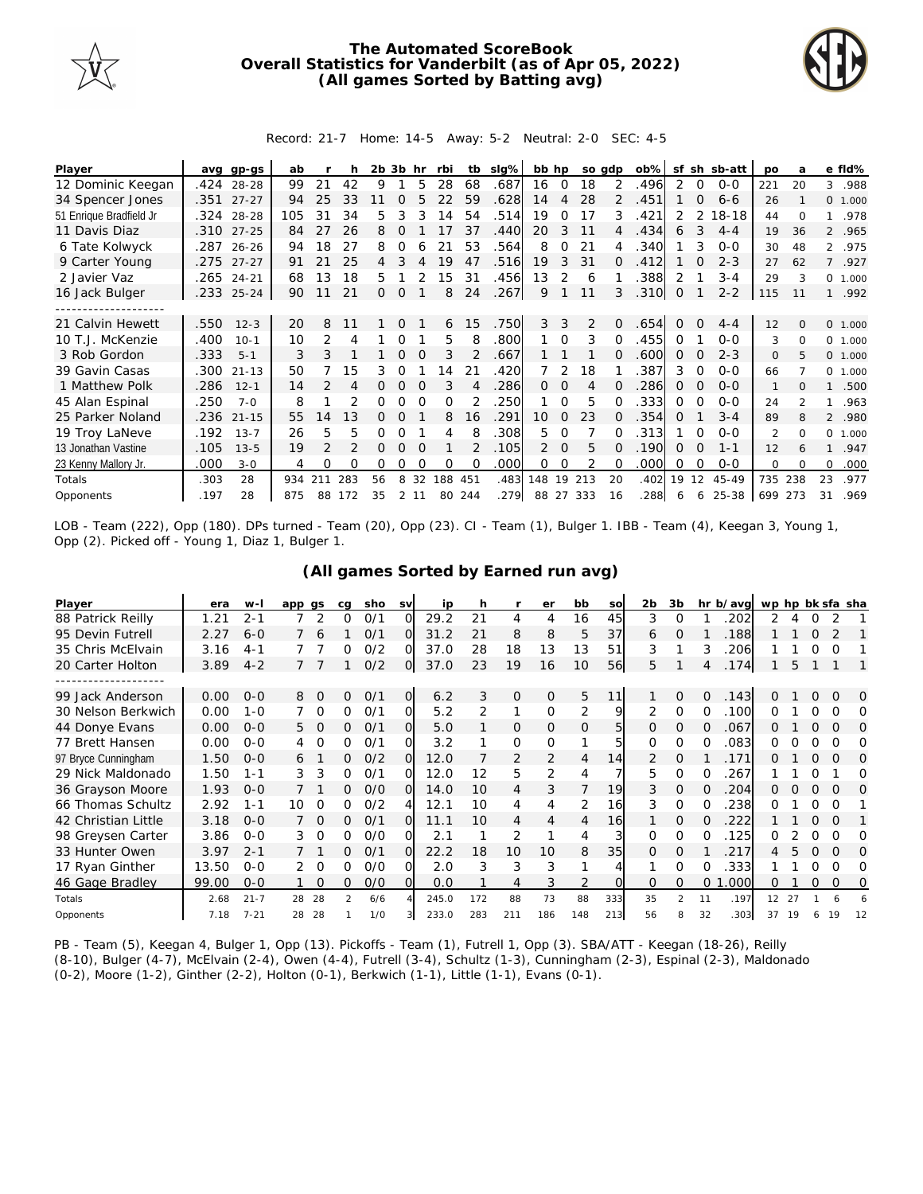# The Automated ScoreBook
## Overall Statistics for Vanderbilt (as of Apr 05, 2022)
## (All games Sorted by Batting avg)

Record: 21-7 Home: 14-5 Away: 5-2 Neutral: 2-0 SEC: 4-5

| Player | avg | gp-gs | ab | r | h | 2b | 3b | hr | rbi | tb | slg% | bb | hp | so | gdp | ob% | sf | sh | sb-att | po | a | e | fld% |
|---|---|---|---|---|---|---|---|---|---|---|---|---|---|---|---|---|---|---|---|---|---|---|---|
| 12 Dominic Keegan | .424 | 28-28 | 99 | 21 | 42 | 9 | 1 | 5 | 28 | 68 | .687 | 16 | 0 | 18 | 2 | .496 | 2 | 0 | 0-0 | 221 | 20 | 3 | .988 |
| 34 Spencer Jones | .351 | 27-27 | 94 | 25 | 33 | 11 | 0 | 5 | 22 | 59 | .628 | 14 | 4 | 28 | 2 | .451 | 1 | 0 | 6-6 | 26 | 1 | 0 | 1.000 |
| 51 Enrique Bradfield Jr | .324 | 28-28 | 105 | 31 | 34 | 5 | 3 | 3 | 14 | 54 | .514 | 19 | 0 | 17 | 3 | .421 | 2 | 2 | 18-18 | 44 | 0 | 1 | .978 |
| 11 Davis Diaz | .310 | 27-25 | 84 | 27 | 26 | 8 | 0 | 1 | 17 | 37 | .440 | 20 | 3 | 11 | 4 | .434 | 6 | 3 | 4-4 | 19 | 36 | 2 | .965 |
| 6 Tate Kolwyck | .287 | 26-26 | 94 | 18 | 27 | 8 | 0 | 6 | 21 | 53 | .564 | 8 | 0 | 21 | 4 | .340 | 1 | 3 | 0-0 | 30 | 48 | 2 | .975 |
| 9 Carter Young | .275 | 27-27 | 91 | 21 | 25 | 4 | 3 | 4 | 19 | 47 | .516 | 19 | 3 | 31 | 0 | .412 | 1 | 0 | 2-3 | 27 | 62 | 7 | .927 |
| 2 Javier Vaz | .265 | 24-21 | 68 | 13 | 18 | 5 | 1 | 2 | 15 | 31 | .456 | 13 | 2 | 6 | 1 | .388 | 2 | 1 | 3-4 | 29 | 3 | 0 | 1.000 |
| 16 Jack Bulger | .233 | 25-24 | 90 | 11 | 21 | 0 | 0 | 1 | 8 | 24 | .267 | 9 | 1 | 11 | 3 | .310 | 0 | 1 | 2-2 | 115 | 11 | 1 | .992 |
| 21 Calvin Hewett | .550 | 12-3 | 20 | 8 | 11 | 1 | 0 | 1 | 6 | 15 | .750 | 3 | 3 | 2 | 0 | .654 | 0 | 0 | 4-4 | 12 | 0 | 0 | 1.000 |
| 10 T.J. McKenzie | .400 | 10-1 | 10 | 2 | 4 | 1 | 0 | 1 | 5 | 8 | .800 | 1 | 0 | 3 | 0 | .455 | 0 | 1 | 0-0 | 3 | 0 | 0 | 1.000 |
| 3 Rob Gordon | .333 | 5-1 | 3 | 3 | 1 | 1 | 0 | 0 | 3 | 2 | .667 | 1 | 1 | 1 | 0 | .600 | 0 | 0 | 2-3 | 0 | 5 | 0 | 1.000 |
| 39 Gavin Casas | .300 | 21-13 | 50 | 7 | 15 | 3 | 0 | 1 | 14 | 21 | .420 | 7 | 2 | 18 | 1 | .387 | 3 | 0 | 0-0 | 66 | 7 | 0 | 1.000 |
| 1 Matthew Polk | .286 | 12-1 | 14 | 2 | 4 | 0 | 0 | 0 | 3 | 4 | .286 | 0 | 0 | 4 | 0 | .286 | 0 | 0 | 0-0 | 1 | 0 | 1 | .500 |
| 45 Alan Espinal | .250 | 7-0 | 8 | 1 | 2 | 0 | 0 | 0 | 0 | 2 | .250 | 1 | 0 | 5 | 0 | .333 | 0 | 0 | 0-0 | 24 | 2 | 1 | .963 |
| 25 Parker Noland | .236 | 21-15 | 55 | 14 | 13 | 0 | 0 | 1 | 8 | 16 | .291 | 10 | 0 | 23 | 0 | .354 | 0 | 1 | 3-4 | 89 | 8 | 2 | .980 |
| 19 Troy LaNeve | .192 | 13-7 | 26 | 5 | 5 | 0 | 0 | 1 | 4 | 8 | .308 | 5 | 0 | 7 | 0 | .313 | 1 | 0 | 0-0 | 2 | 0 | 0 | 1.000 |
| 13 Jonathan Vastine | .105 | 13-5 | 19 | 2 | 2 | 0 | 0 | 0 | 1 | 2 | .105 | 2 | 0 | 5 | 0 | .190 | 0 | 0 | 1-1 | 12 | 6 | 1 | .947 |
| 23 Kenny Mallory Jr. | .000 | 3-0 | 4 | 0 | 0 | 0 | 0 | 0 | 0 | 0 | .000 | 0 | 0 | 2 | 0 | .000 | 0 | 0 | 0-0 | 0 | 0 | 0 | .000 |
| Totals | .303 | 28 | 934 | 211 | 283 | 56 | 8 | 32 | 188 | 451 | .483 | 148 | 19 | 213 | 20 | .402 | 19 | 12 | 45-49 | 735 | 238 | 23 | .977 |
| Opponents | .197 | 28 | 875 | 88 | 172 | 35 | 2 | 11 | 80 | 244 | .279 | 88 | 27 | 333 | 16 | .288 | 6 | 6 | 25-38 | 699 | 273 | 31 | .969 |

LOB - Team (222), Opp (180). DPs turned - Team (20), Opp (23). CI - Team (1), Bulger 1. IBB - Team (4), Keegan 3, Young 1, Opp (2). Picked off - Young 1, Diaz 1, Bulger 1.

## (All games Sorted by Earned run avg)

| Player | era | w-l | app | gs | cg | sho | sv | ip | h | r | er | bb | so | 2b | 3b | hr | b/avg | wp | hp | bk | sfa | sha |
|---|---|---|---|---|---|---|---|---|---|---|---|---|---|---|---|---|---|---|---|---|---|---|
| 88 Patrick Reilly | 1.21 | 2-1 | 7 | 2 | 0 | 0/1 | 0 | 29.2 | 21 | 4 | 4 | 16 | 45 | 3 | 0 | 1 | .202 | 2 | 4 | 0 | 2 | 1 |
| 95 Devin Futrell | 2.27 | 6-0 | 7 | 6 | 1 | 0/1 | 0 | 31.2 | 21 | 8 | 8 | 5 | 37 | 6 | 0 | 1 | .188 | 1 | 1 | 0 | 2 | 1 |
| 35 Chris McElvain | 3.16 | 4-1 | 7 | 7 | 0 | 0/2 | 0 | 37.0 | 28 | 18 | 13 | 13 | 51 | 3 | 1 | 3 | .206 | 1 | 1 | 0 | 0 | 1 |
| 20 Carter Holton | 3.89 | 4-2 | 7 | 7 | 1 | 0/2 | 0 | 37.0 | 23 | 19 | 16 | 10 | 56 | 5 | 1 | 4 | .174 | 1 | 5 | 1 | 1 | 1 |
| 99 Jack Anderson | 0.00 | 0-0 | 8 | 0 | 0 | 0/1 | 0 | 6.2 | 3 | 0 | 0 | 5 | 11 | 1 | 0 | 0 | .143 | 0 | 1 | 0 | 0 | 0 |
| 30 Nelson Berkwich | 0.00 | 1-0 | 7 | 0 | 0 | 0/1 | 0 | 5.2 | 2 | 1 | 0 | 2 | 9 | 2 | 0 | 0 | .100 | 0 | 1 | 0 | 0 | 0 |
| 44 Donye Evans | 0.00 | 0-0 | 5 | 0 | 0 | 0/1 | 0 | 5.0 | 1 | 0 | 0 | 0 | 5 | 0 | 0 | 0 | .067 | 0 | 1 | 0 | 0 | 0 |
| 77 Brett Hansen | 0.00 | 0-0 | 4 | 0 | 0 | 0/1 | 0 | 3.2 | 1 | 0 | 0 | 1 | 5 | 0 | 0 | 0 | .083 | 0 | 0 | 0 | 0 | 0 |
| 97 Bryce Cunningham | 1.50 | 0-0 | 6 | 1 | 0 | 0/2 | 0 | 12.0 | 7 | 2 | 2 | 4 | 14 | 2 | 0 | 1 | .171 | 0 | 1 | 0 | 0 | 0 |
| 29 Nick Maldonado | 1.50 | 1-1 | 3 | 3 | 0 | 0/1 | 0 | 12.0 | 12 | 5 | 2 | 4 | 7 | 5 | 0 | 0 | .267 | 1 | 1 | 0 | 1 | 0 |
| 36 Grayson Moore | 1.93 | 0-0 | 7 | 1 | 0 | 0/0 | 0 | 14.0 | 10 | 4 | 3 | 7 | 19 | 3 | 0 | 0 | .204 | 0 | 0 | 0 | 0 | 0 |
| 66 Thomas Schultz | 2.92 | 1-1 | 10 | 0 | 0 | 0/2 | 4 | 12.1 | 10 | 4 | 4 | 2 | 16 | 3 | 0 | 0 | .238 | 0 | 1 | 0 | 0 | 1 |
| 42 Christian Little | 3.18 | 0-0 | 7 | 0 | 0 | 0/1 | 0 | 11.1 | 10 | 4 | 4 | 4 | 16 | 1 | 0 | 0 | .222 | 1 | 1 | 0 | 0 | 1 |
| 98 Greysen Carter | 3.86 | 0-0 | 3 | 0 | 0 | 0/0 | 0 | 2.1 | 1 | 2 | 1 | 4 | 3 | 0 | 0 | 0 | .125 | 0 | 2 | 0 | 0 | 0 |
| 33 Hunter Owen | 3.97 | 2-1 | 7 | 1 | 0 | 0/1 | 0 | 22.2 | 18 | 10 | 10 | 8 | 35 | 0 | 0 | 1 | .217 | 4 | 5 | 0 | 0 | 0 |
| 17 Ryan Ginther | 13.50 | 0-0 | 2 | 0 | 0 | 0/0 | 0 | 2.0 | 3 | 3 | 3 | 1 | 4 | 1 | 0 | 0 | .333 | 1 | 1 | 0 | 0 | 0 |
| 46 Gage Bradley | 99.00 | 0-0 | 1 | 0 | 0 | 0/0 | 0 | 0.0 | 1 | 4 | 3 | 2 | 0 | 0 | 0 | 0 | 1.000 | 0 | 1 | 0 | 0 | 0 |
| Totals | 2.68 | 21-7 | 28 | 28 | 2 | 6/6 | 4 | 245.0 | 172 | 88 | 73 | 88 | 333 | 35 | 2 | 11 | .197 | 12 | 27 | 1 | 6 | 6 |
| Opponents | 7.18 | 7-21 | 28 | 28 | 1 | 1/0 | 3 | 233.0 | 283 | 211 | 186 | 148 | 213 | 56 | 8 | 32 | .303 | 37 | 19 | 6 | 19 | 12 |

PB - Team (5), Keegan 4, Bulger 1, Opp (13). Pickoffs - Team (1), Futrell 1, Opp (3). SBA/ATT - Keegan (18-26), Reilly (8-10), Bulger (4-7), McElvain (2-4), Owen (4-4), Futrell (3-4), Schultz (1-3), Cunningham (2-3), Espinal (2-3), Maldonado (0-2), Moore (1-2), Ginther (2-2), Holton (0-1), Berkwich (1-1), Little (1-1), Evans (0-1).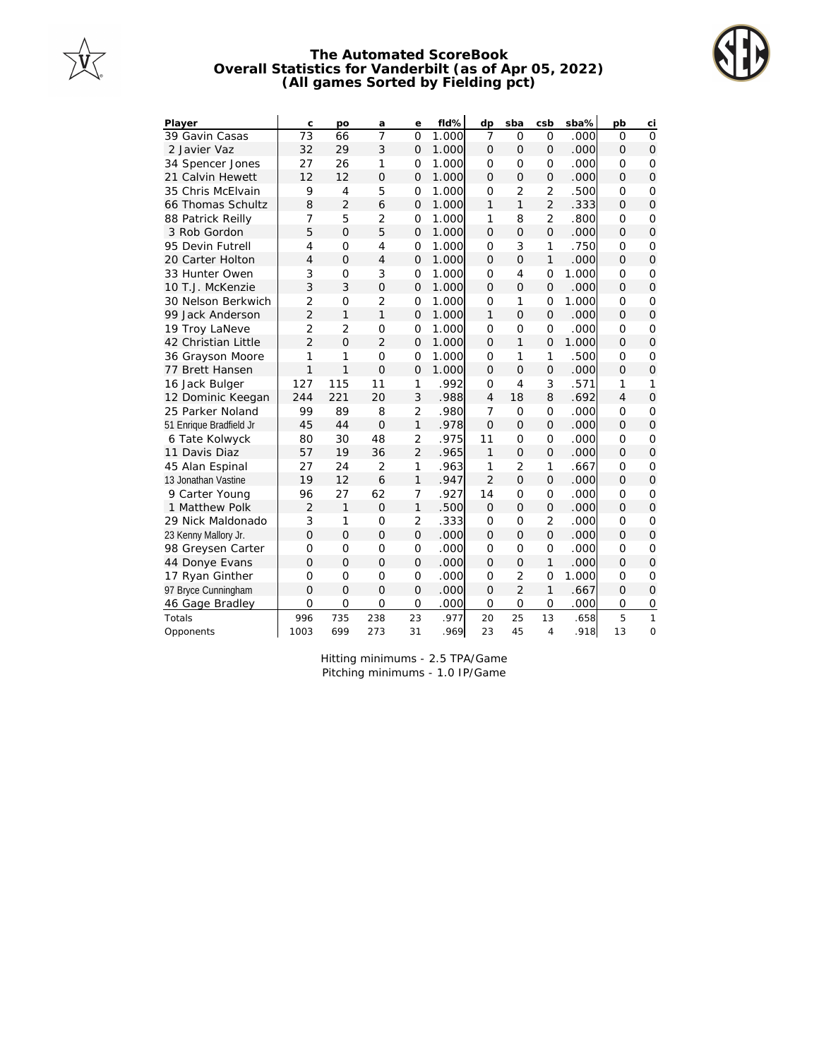# The Automated ScoreBook
## Overall Statistics for Vanderbilt (as of Apr 05, 2022)
### (All games Sorted by Fielding pct)

| Player | c | po | a | e | fld% | dp | sba | csb | sba% | pb | ci |
|---|---|---|---|---|---|---|---|---|---|---|---|
| 39 Gavin Casas | 73 | 66 | 7 | 0 | 1.000 | 7 | 0 | 0 | .000 | 0 | 0 |
| 2 Javier Vaz | 32 | 29 | 3 | 0 | 1.000 | 0 | 0 | 0 | .000 | 0 | 0 |
| 34 Spencer Jones | 27 | 26 | 1 | 0 | 1.000 | 0 | 0 | 0 | .000 | 0 | 0 |
| 21 Calvin Hewett | 12 | 12 | 0 | 0 | 1.000 | 0 | 0 | 0 | .000 | 0 | 0 |
| 35 Chris McElvain | 9 | 4 | 5 | 0 | 1.000 | 0 | 2 | 2 | .500 | 0 | 0 |
| 66 Thomas Schultz | 8 | 2 | 6 | 0 | 1.000 | 1 | 1 | 2 | .333 | 0 | 0 |
| 88 Patrick Reilly | 7 | 5 | 2 | 0 | 1.000 | 1 | 8 | 2 | .800 | 0 | 0 |
| 3 Rob Gordon | 5 | 0 | 5 | 0 | 1.000 | 0 | 0 | 0 | .000 | 0 | 0 |
| 95 Devin Futrell | 4 | 0 | 4 | 0 | 1.000 | 0 | 3 | 1 | .750 | 0 | 0 |
| 20 Carter Holton | 4 | 0 | 4 | 0 | 1.000 | 0 | 0 | 1 | .000 | 0 | 0 |
| 33 Hunter Owen | 3 | 0 | 3 | 0 | 1.000 | 0 | 4 | 0 | 1.000 | 0 | 0 |
| 10 T.J. McKenzie | 3 | 3 | 0 | 0 | 1.000 | 0 | 0 | 0 | .000 | 0 | 0 |
| 30 Nelson Berkwich | 2 | 0 | 2 | 0 | 1.000 | 0 | 1 | 0 | 1.000 | 0 | 0 |
| 99 Jack Anderson | 2 | 1 | 1 | 0 | 1.000 | 1 | 0 | 0 | .000 | 0 | 0 |
| 19 Troy LaNeve | 2 | 2 | 0 | 0 | 1.000 | 0 | 0 | 0 | .000 | 0 | 0 |
| 42 Christian Little | 2 | 0 | 2 | 0 | 1.000 | 0 | 1 | 0 | 1.000 | 0 | 0 |
| 36 Grayson Moore | 1 | 1 | 0 | 0 | 1.000 | 0 | 1 | 1 | .500 | 0 | 0 |
| 77 Brett Hansen | 1 | 1 | 0 | 0 | 1.000 | 0 | 0 | 0 | .000 | 0 | 0 |
| 16 Jack Bulger | 127 | 115 | 11 | 1 | .992 | 0 | 4 | 3 | .571 | 1 | 1 |
| 12 Dominic Keegan | 244 | 221 | 20 | 3 | .988 | 4 | 18 | 8 | .692 | 4 | 0 |
| 25 Parker Noland | 99 | 89 | 8 | 2 | .980 | 7 | 0 | 0 | .000 | 0 | 0 |
| 51 Enrique Bradfield Jr | 45 | 44 | 0 | 1 | .978 | 0 | 0 | 0 | .000 | 0 | 0 |
| 6 Tate Kolwyck | 80 | 30 | 48 | 2 | .975 | 11 | 0 | 0 | .000 | 0 | 0 |
| 11 Davis Diaz | 57 | 19 | 36 | 2 | .965 | 1 | 0 | 0 | .000 | 0 | 0 |
| 45 Alan Espinal | 27 | 24 | 2 | 1 | .963 | 1 | 2 | 1 | .667 | 0 | 0 |
| 13 Jonathan Vastine | 19 | 12 | 6 | 1 | .947 | 2 | 0 | 0 | .000 | 0 | 0 |
| 9 Carter Young | 96 | 27 | 62 | 7 | .927 | 14 | 0 | 0 | .000 | 0 | 0 |
| 1 Matthew Polk | 2 | 1 | 0 | 1 | .500 | 0 | 0 | 0 | .000 | 0 | 0 |
| 29 Nick Maldonado | 3 | 1 | 0 | 2 | .333 | 0 | 0 | 2 | .000 | 0 | 0 |
| 23 Kenny Mallory Jr. | 0 | 0 | 0 | 0 | .000 | 0 | 0 | 0 | .000 | 0 | 0 |
| 98 Greysen Carter | 0 | 0 | 0 | 0 | .000 | 0 | 0 | 0 | .000 | 0 | 0 |
| 44 Donye Evans | 0 | 0 | 0 | 0 | .000 | 0 | 0 | 1 | .000 | 0 | 0 |
| 17 Ryan Ginther | 0 | 0 | 0 | 0 | .000 | 0 | 2 | 0 | 1.000 | 0 | 0 |
| 97 Bryce Cunningham | 0 | 0 | 0 | 0 | .000 | 0 | 2 | 1 | .667 | 0 | 0 |
| 46 Gage Bradley | 0 | 0 | 0 | 0 | .000 | 0 | 0 | 0 | .000 | 0 | 0 |
| Totals | 996 | 735 | 238 | 23 | .977 | 20 | 25 | 13 | .658 | 5 | 1 |
| Opponents | 1003 | 699 | 273 | 31 | .969 | 23 | 45 | 4 | .918 | 13 | 0 |

Hitting minimums - 2.5 TPA/Game
Pitching minimums - 1.0 IP/Game